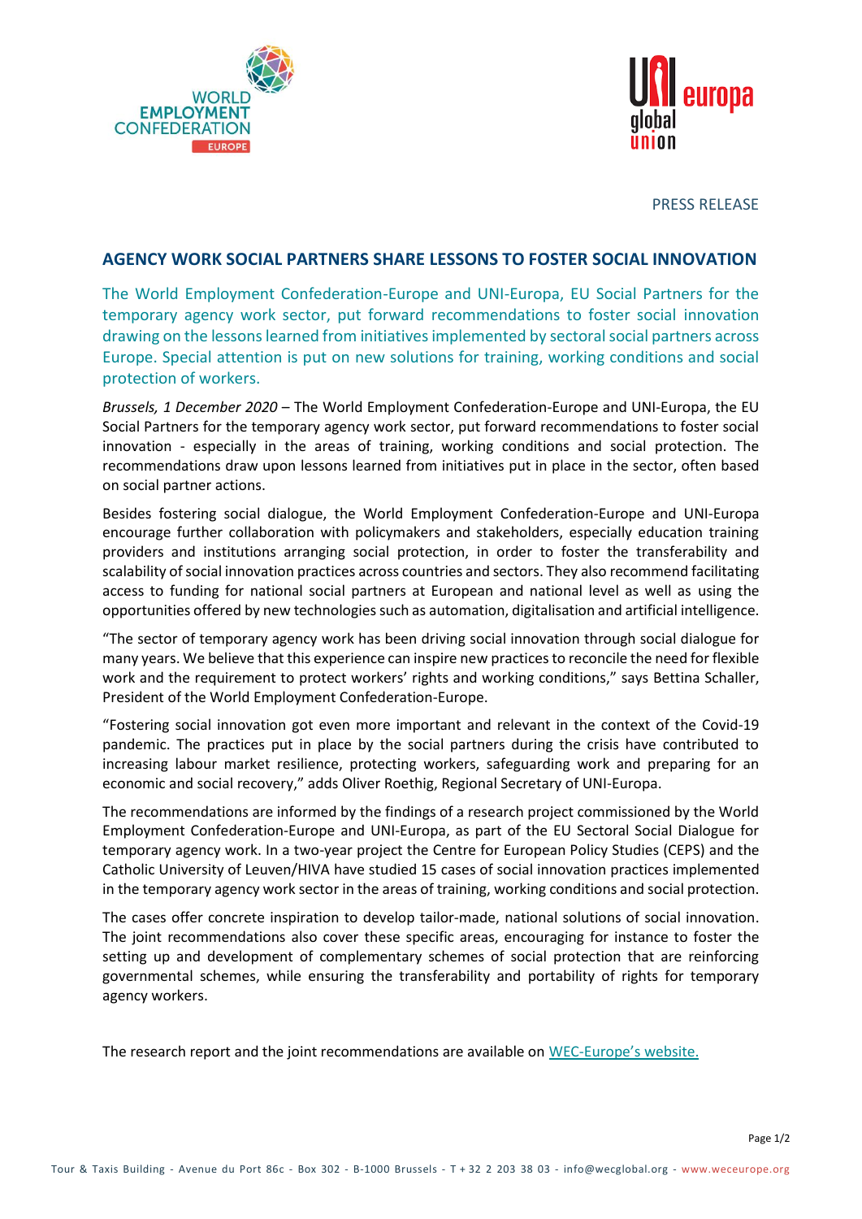PRESS RELEASE

## AGENCY WORK SOCIAL PARTNERS SHARE LESSONS TO FOSTER SOCIAL INNOVATION

The World Employment Confederation-Europe and UNI-Europa, EU Social Partners for the temporary agency work sector, put forward recommendations to foster social innovation drawing on the lessons learned from initiatives implemented by sectoral social partners across Europe. Special attention is put on new solutions for training, working conditions and social protection of workers.

*Brussels, 1 December 2020* – The World Employment Confederation-Europe and UNI-Europa, the EU Social Partners for the temporary agency work sector, put forward recommendations to foster social innovation - especially in the areas of training, working conditions and social protection. The recommendations draw upon lessons learned from initiatives put in place in the sector, often based on social partner actions.

Besides fostering social dialogue, the World Employment Confederation-Europe and UNI-Europa encourage further collaboration with policymakers and stakeholders, especially education training providers and institutions arranging social protection, in order to foster the transferability and scalability of social innovation practices across countries and sectors. They also recommend facilitating access to funding for national social partners at European and national level as well as using the opportunities offered by new technologies such as automation, digitalisation and artificial intelligence.

"The sector of temporary agency work has been driving social innovation through social dialogue for many years. We believe that this experience can inspire new practices to reconcile the need for flexible work and the requirement to protect workers' rights and working conditions," says Bettina Schaller, President of the World Employment Confederation-Europe.

"Fostering social innovation got even more important and relevant in the context of the Covid-19 pandemic. The practices put in place by the social partners during the crisis have contributed to increasing labour market resilience, protecting workers, safeguarding work and preparing for an economic and social recovery," adds Oliver Roethig, Regional Secretary of UNI-Europa.

The recommendations are informed by the findings of a research project commissioned by the World Employment Confederation-Europe and UNI-Europa, as part of the EU Sectoral Social Dialogue for temporary agency work. In a two-year project the Centre for European Policy Studies (CEPS) and the Catholic University of Leuven/HIVA have studied 15 cases of social innovation practices implemented in the temporary agency work sector in the areas of training, working conditions and social protection.

The cases offer concrete inspiration to develop tailor-made, national solutions of social innovation. The joint recommendations also cover these specific areas, encouraging for instance to foster the setting up and development of complementary schemes of social protection that are reinforcing governmental schemes, while ensuring the transferability and portability of rights for temporary agency workers.

The research report and the joint recommendations are available on WEC-Europe's website.

Tour & Taxis Building - Avenue du Port 86c - Box 302 - B-1000 Brussels - T + 32 2 203 38 03 - info@wecglobal.org - www.weceurope.org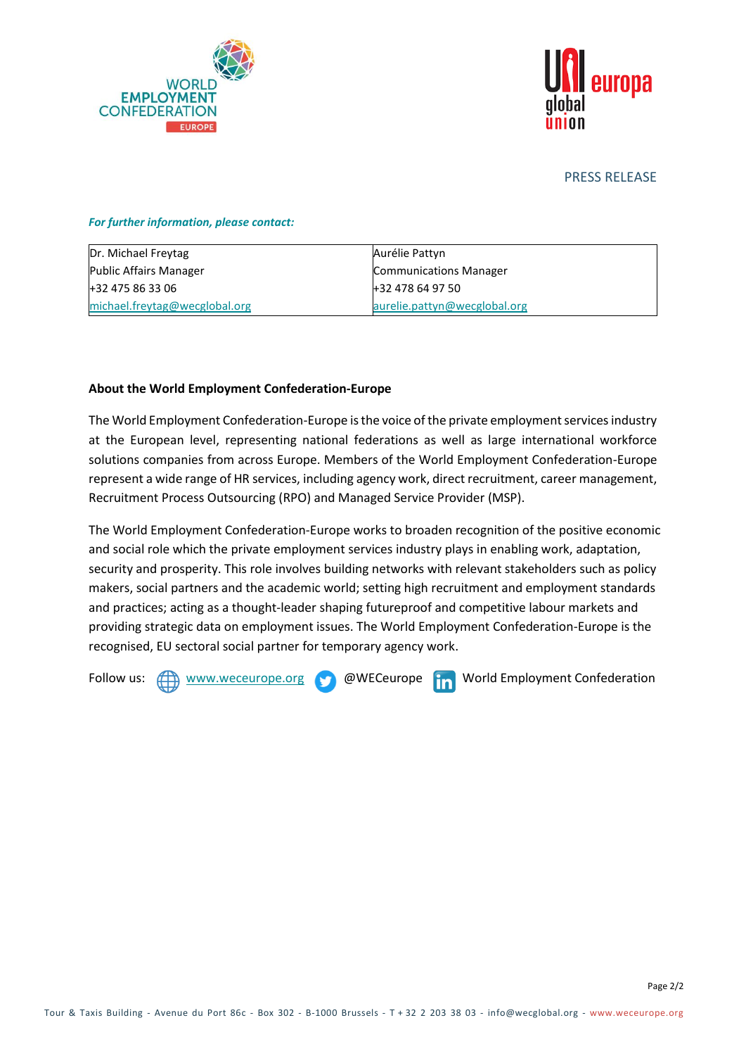PRESS RELEASE

*For further information, please contact:*

| | |
|---|---|
| Dr. Michael Freytag | Aurélie Pattyn |
| Public Affairs Manager | Communications Manager |
| +32 475 86 33 06 | +32 478 64 97 50 |
| michael.freytag@wecglobal.org | aurelie.pattyn@wecglobal.org |

**About the World Employment Confederation-Europe**

The World Employment Confederation-Europe is the voice of the private employment services industry at the European level, representing national federations as well as large international workforce solutions companies from across Europe. Members of the World Employment Confederation-Europe represent a wide range of HR services, including agency work, direct recruitment, career management, Recruitment Process Outsourcing (RPO) and Managed Service Provider (MSP).

The World Employment Confederation-Europe works to broaden recognition of the positive economic and social role which the private employment services industry plays in enabling work, adaptation, security and prosperity. This role involves building networks with relevant stakeholders such as policy makers, social partners and the academic world; setting high recruitment and employment standards and practices; acting as a thought-leader shaping futureproof and competitive labour markets and providing strategic data on employment issues. The World Employment Confederation-Europe is the recognised, EU sectoral social partner for temporary agency work.

Follow us: www.weceurope.org @WECeurope World Employment Confederation